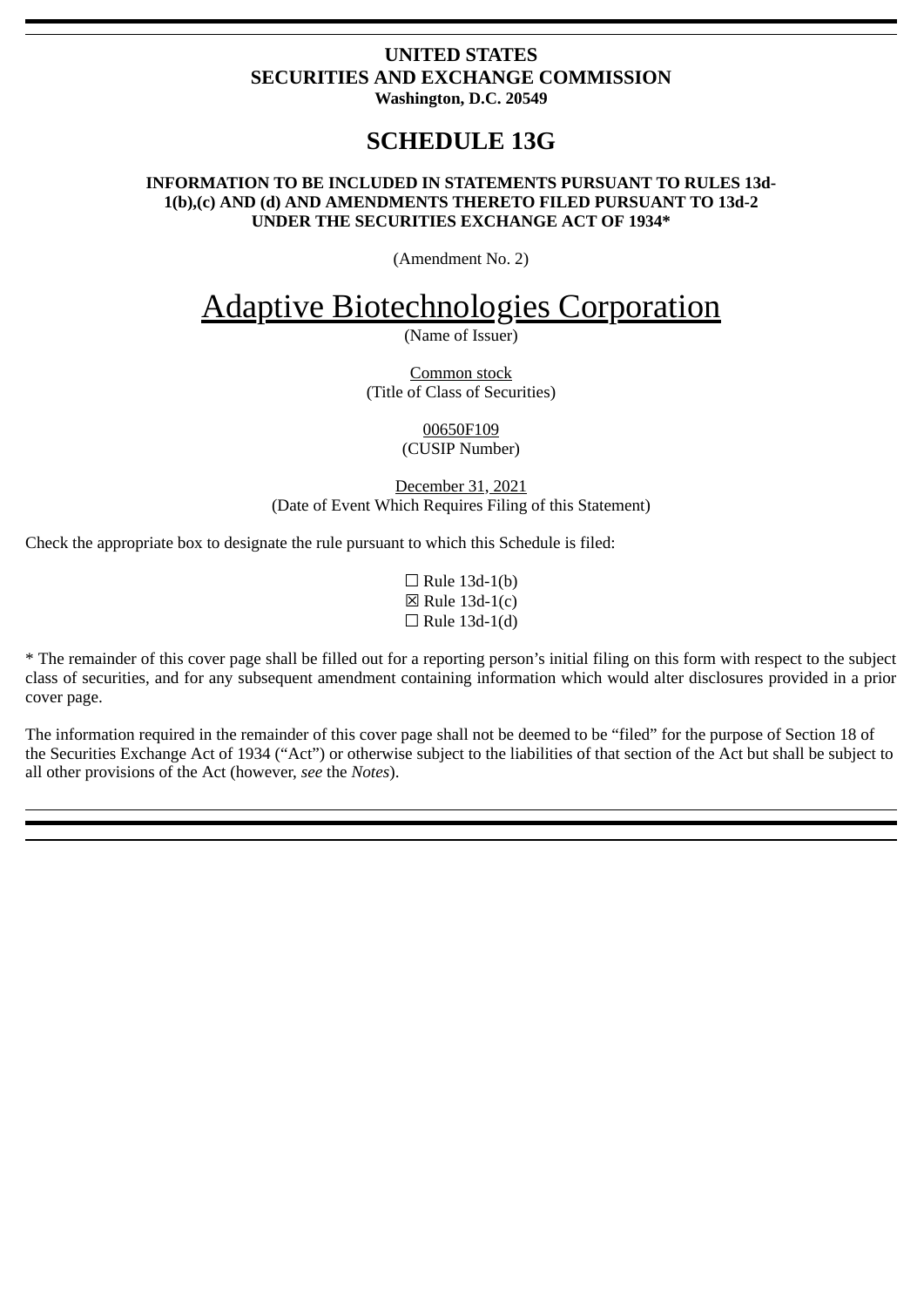**UNITED STATES**
**SECURITIES AND EXCHANGE COMMISSION**
**Washington, D.C. 20549**

# SCHEDULE 13G

**INFORMATION TO BE INCLUDED IN STATEMENTS PURSUANT TO RULES 13d-1(b),(c) AND (d) AND AMENDMENTS THERETO FILED PURSUANT TO 13d-2 UNDER THE SECURITIES EXCHANGE ACT OF 1934***

(Amendment No. 2)

Adaptive Biotechnologies Corporation
(Name of Issuer)

Common stock
(Title of Class of Securities)

00650F109
(CUSIP Number)

December 31, 2021
(Date of Event Which Requires Filing of this Statement)

Check the appropriate box to designate the rule pursuant to which this Schedule is filed:

☐ Rule 13d-1(b)
☒ Rule 13d-1(c)
☐ Rule 13d-1(d)

* The remainder of this cover page shall be filled out for a reporting person's initial filing on this form with respect to the subject class of securities, and for any subsequent amendment containing information which would alter disclosures provided in a prior cover page.

The information required in the remainder of this cover page shall not be deemed to be "filed" for the purpose of Section 18 of the Securities Exchange Act of 1934 ("Act") or otherwise subject to the liabilities of that section of the Act but shall be subject to all other provisions of the Act (however, *see* the *Notes*).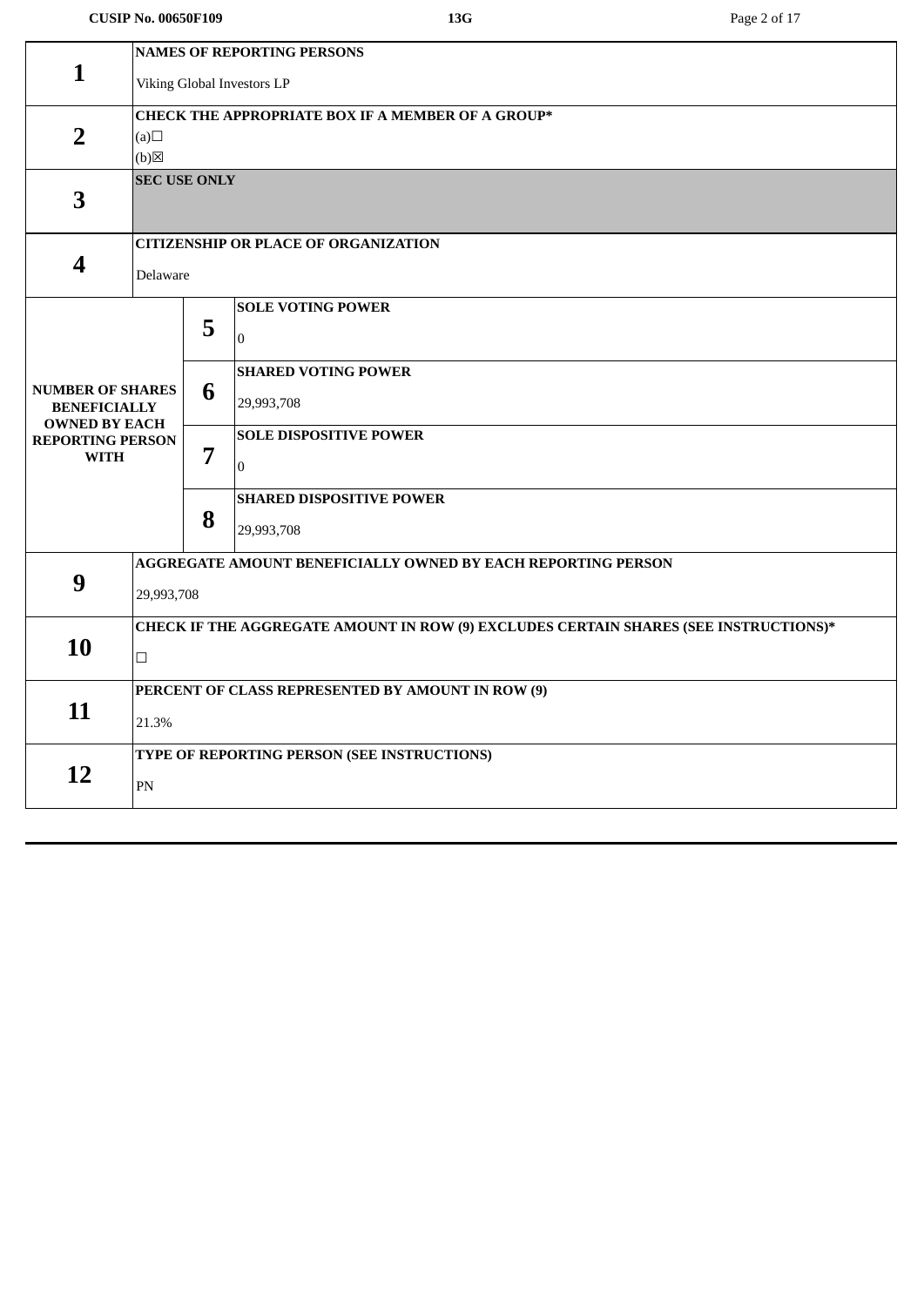| | | | |
|---|---|---|---|
| **1** | **NAMES OF REPORTING PERSONS**<br><br>Viking Global Investors LP | | |
| **2** | **CHECK THE APPROPRIATE BOX IF A MEMBER OF A GROUP***<br>(a)☐<br>(b)☒ | | |
| **3** | **SEC USE ONLY** | | |
| **4** | **CITIZENSHIP OR PLACE OF ORGANIZATION**<br><br>Delaware | | |
| **NUMBER OF SHARES BENEFICIALLY OWNED BY EACH REPORTING PERSON WITH** | | **5** | **SOLE VOTING POWER**<br><br>0 |
| | | **6** | **SHARED VOTING POWER**<br><br>29,993,708 |
| | | **7** | **SOLE DISPOSITIVE POWER**<br><br>0 |
| | | **8** | **SHARED DISPOSITIVE POWER**<br><br>29,993,708 |
| **9** | **AGGREGATE AMOUNT BENEFICIALLY OWNED BY EACH REPORTING PERSON**<br><br>29,993,708 | | |
| **10** | **CHECK IF THE AGGREGATE AMOUNT IN ROW (9) EXCLUDES CERTAIN SHARES (SEE INSTRUCTIONS)***<br><br>☐ | | |
| **11** | **PERCENT OF CLASS REPRESENTED BY AMOUNT IN ROW (9)**<br><br>21.3% | | |
| **12** | **TYPE OF REPORTING PERSON (SEE INSTRUCTIONS)**<br><br>PN | | |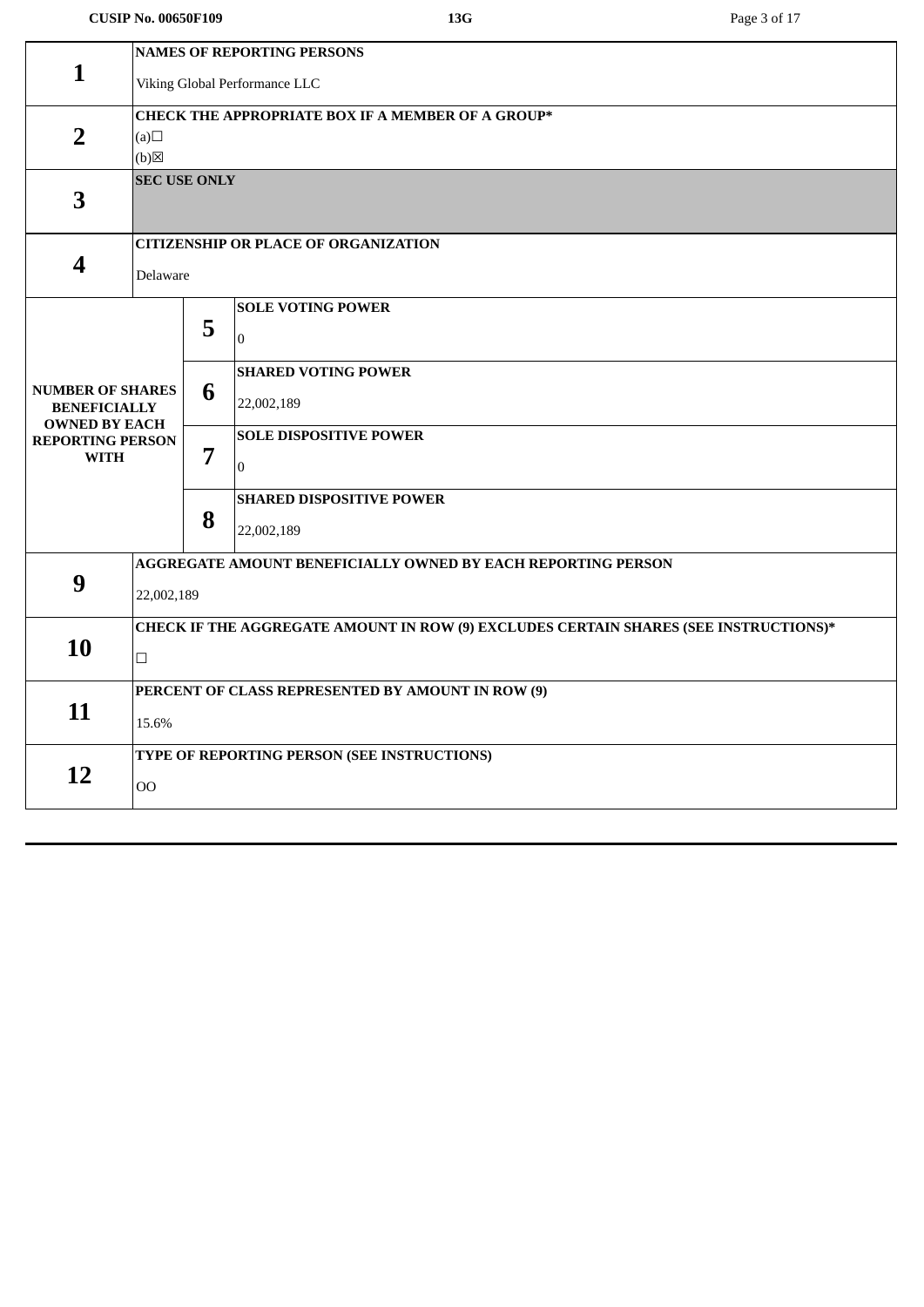| | | |
|---|---|---|
| **1** | **NAMES OF REPORTING PERSONS**<br>Viking Global Performance LLC | |
| **2** | **CHECK THE APPROPRIATE BOX IF A MEMBER OF A GROUP***<br>(a)☐<br>(b)☒ | |
| **3** | **SEC USE ONLY** | |
| **4** | **CITIZENSHIP OR PLACE OF ORGANIZATION**<br>Delaware | |
| **NUMBER OF SHARES BENEFICIALLY OWNED BY EACH REPORTING PERSON WITH** | **5** | **SOLE VOTING POWER**<br>0 |
| | **6** | **SHARED VOTING POWER**<br>22,002,189 |
| | **7** | **SOLE DISPOSITIVE POWER**<br>0 |
| | **8** | **SHARED DISPOSITIVE POWER**<br>22,002,189 |
| **9** | **AGGREGATE AMOUNT BENEFICIALLY OWNED BY EACH REPORTING PERSON**<br>22,002,189 | |
| **10** | **CHECK IF THE AGGREGATE AMOUNT IN ROW (9) EXCLUDES CERTAIN SHARES (SEE INSTRUCTIONS)***<br>☐ | |
| **11** | **PERCENT OF CLASS REPRESENTED BY AMOUNT IN ROW (9)**<br>15.6% | |
| **12** | **TYPE OF REPORTING PERSON (SEE INSTRUCTIONS)**<br>OO | |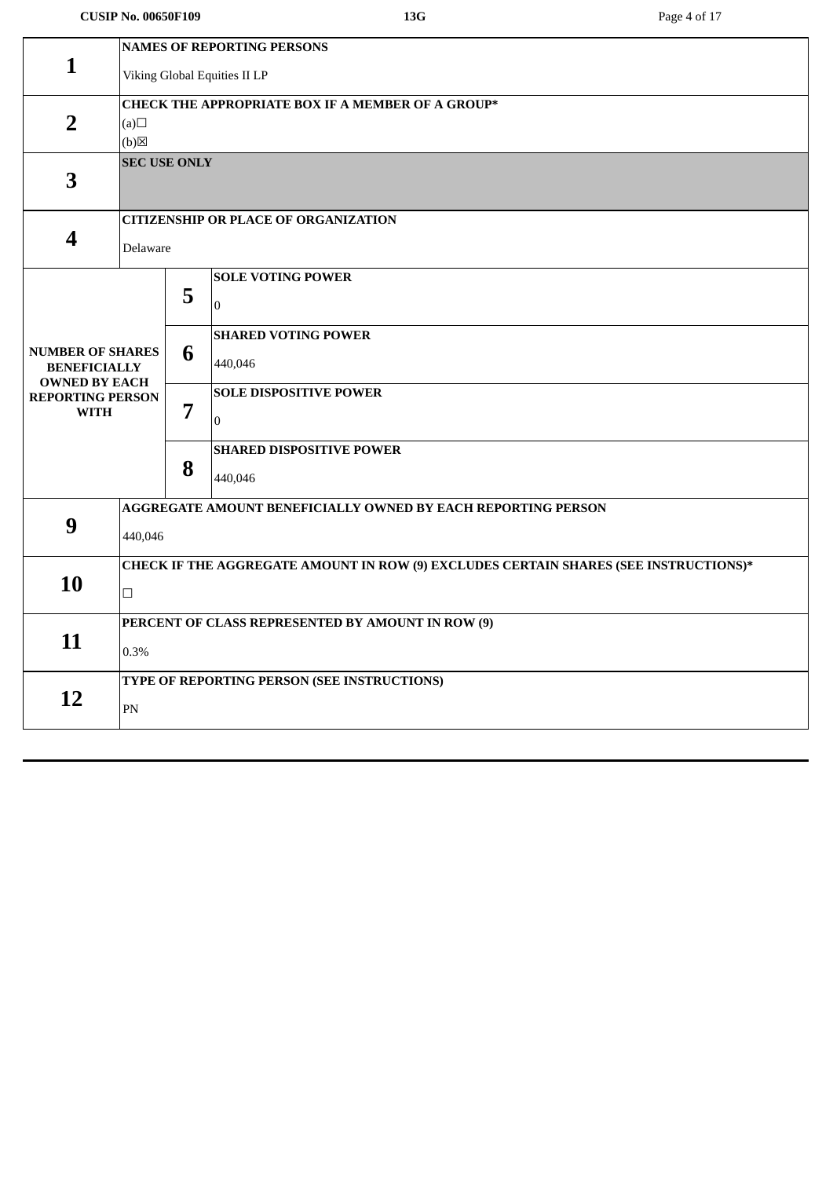| | | | |
|---|---|---|---|
| **1** | **NAMES OF REPORTING PERSONS**<br>Viking Global Equities II LP | | |
| **2** | **CHECK THE APPROPRIATE BOX IF A MEMBER OF A GROUP***<br>(a)☐<br>(b)☒ | | |
| **3** | **SEC USE ONLY** | | |
| **4** | **CITIZENSHIP OR PLACE OF ORGANIZATION**<br>Delaware | | |
| **NUMBER OF SHARES BENEFICIALLY OWNED BY EACH REPORTING PERSON WITH** | **5** | **SOLE VOTING POWER**<br>0 | |
| | **6** | **SHARED VOTING POWER**<br>440,046 | |
| | **7** | **SOLE DISPOSITIVE POWER**<br>0 | |
| | **8** | **SHARED DISPOSITIVE POWER**<br>440,046 | |
| **9** | **AGGREGATE AMOUNT BENEFICIALLY OWNED BY EACH REPORTING PERSON**<br>440,046 | | |
| **10** | **CHECK IF THE AGGREGATE AMOUNT IN ROW (9) EXCLUDES CERTAIN SHARES (SEE INSTRUCTIONS)***<br>☐ | | |
| **11** | **PERCENT OF CLASS REPRESENTED BY AMOUNT IN ROW (9)**<br>0.3% | | |
| **12** | **TYPE OF REPORTING PERSON (SEE INSTRUCTIONS)**<br>PN | | |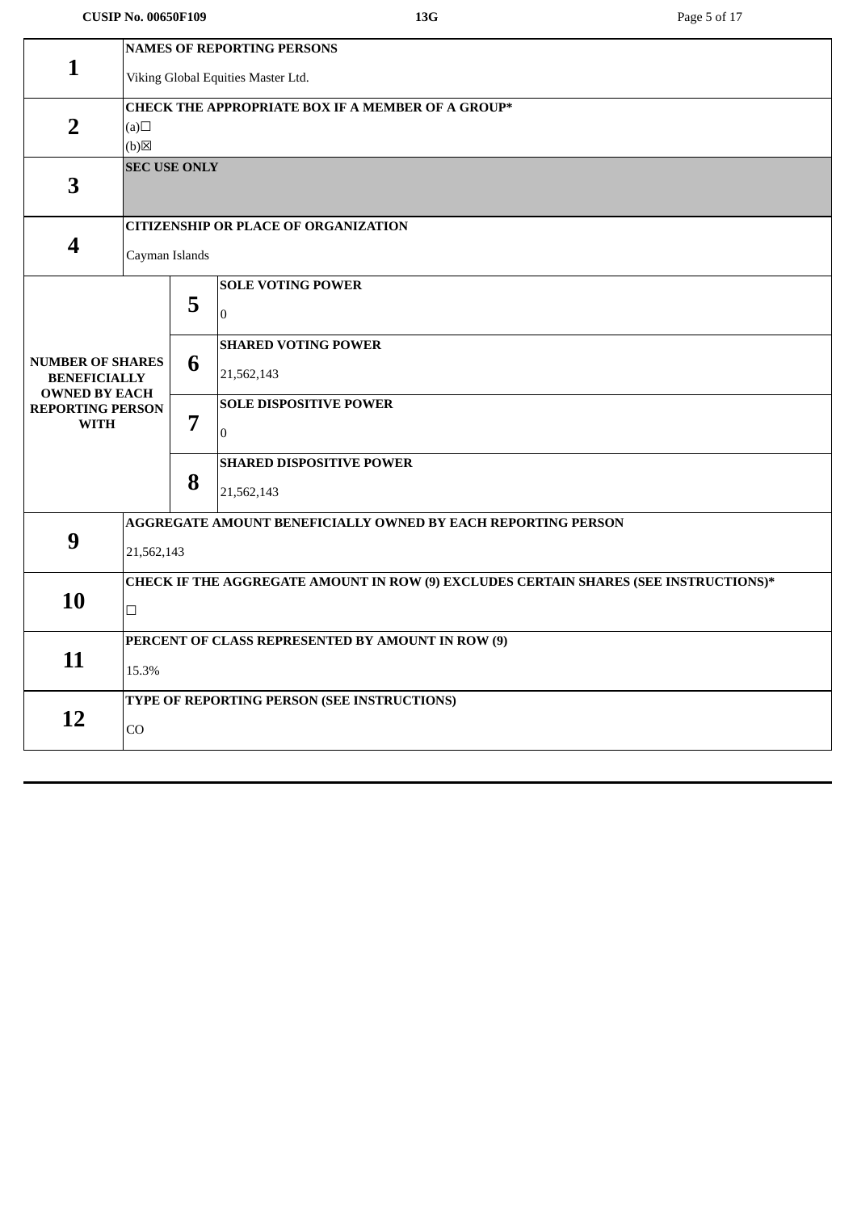| | | | |
|---|---|---|---|
| **1** | **NAMES OF REPORTING PERSONS**<br>Viking Global Equities Master Ltd. | | |
| **2** | **CHECK THE APPROPRIATE BOX IF A MEMBER OF A GROUP***<br>(a)☐<br>(b)☒ | | |
| **3** | **SEC USE ONLY** | | |
| **4** | **CITIZENSHIP OR PLACE OF ORGANIZATION**<br>Cayman Islands | | |
| **NUMBER OF SHARES BENEFICIALLY OWNED BY EACH REPORTING PERSON WITH** | **5** | **SOLE VOTING POWER**<br>0 | |
| | **6** | **SHARED VOTING POWER**<br>21,562,143 | |
| | **7** | **SOLE DISPOSITIVE POWER**<br>0 | |
| | **8** | **SHARED DISPOSITIVE POWER**<br>21,562,143 | |
| **9** | **AGGREGATE AMOUNT BENEFICIALLY OWNED BY EACH REPORTING PERSON**<br>21,562,143 | | |
| **10** | **CHECK IF THE AGGREGATE AMOUNT IN ROW (9) EXCLUDES CERTAIN SHARES (SEE INSTRUCTIONS)***<br>☐ | | |
| **11** | **PERCENT OF CLASS REPRESENTED BY AMOUNT IN ROW (9)**<br>15.3% | | |
| **12** | **TYPE OF REPORTING PERSON (SEE INSTRUCTIONS)**<br>CO | | |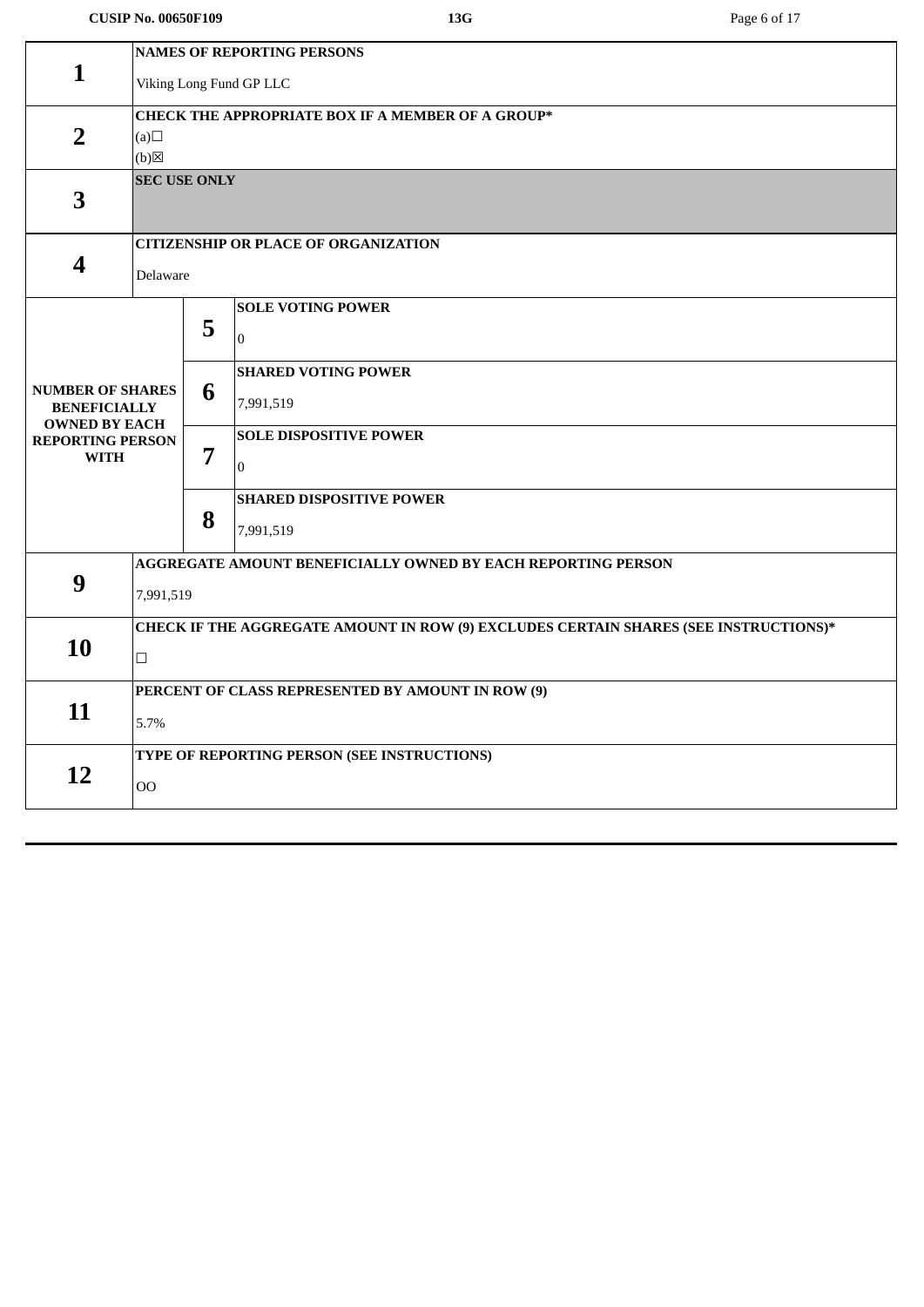| | | | |
|---|---|---|---|
| **1** | **NAMES OF REPORTING PERSONS**<br>Viking Long Fund GP LLC | | |
| **2** | **CHECK THE APPROPRIATE BOX IF A MEMBER OF A GROUP***<br>(a)☐<br>(b)☒ | | |
| **3** | **SEC USE ONLY** | | |
| **4** | **CITIZENSHIP OR PLACE OF ORGANIZATION**<br>Delaware | | |
| **NUMBER OF SHARES BENEFICIALLY OWNED BY EACH REPORTING PERSON WITH** | **5** | **SOLE VOTING POWER**<br>0 | |
| | **6** | **SHARED VOTING POWER**<br>7,991,519 | |
| | **7** | **SOLE DISPOSITIVE POWER**<br>0 | |
| | **8** | **SHARED DISPOSITIVE POWER**<br>7,991,519 | |
| **9** | **AGGREGATE AMOUNT BENEFICIALLY OWNED BY EACH REPORTING PERSON**<br>7,991,519 | | |
| **10** | **CHECK IF THE AGGREGATE AMOUNT IN ROW (9) EXCLUDES CERTAIN SHARES (SEE INSTRUCTIONS)***<br>☐ | | |
| **11** | **PERCENT OF CLASS REPRESENTED BY AMOUNT IN ROW (9)**<br>5.7% | | |
| **12** | **TYPE OF REPORTING PERSON (SEE INSTRUCTIONS)**<br>OO | | |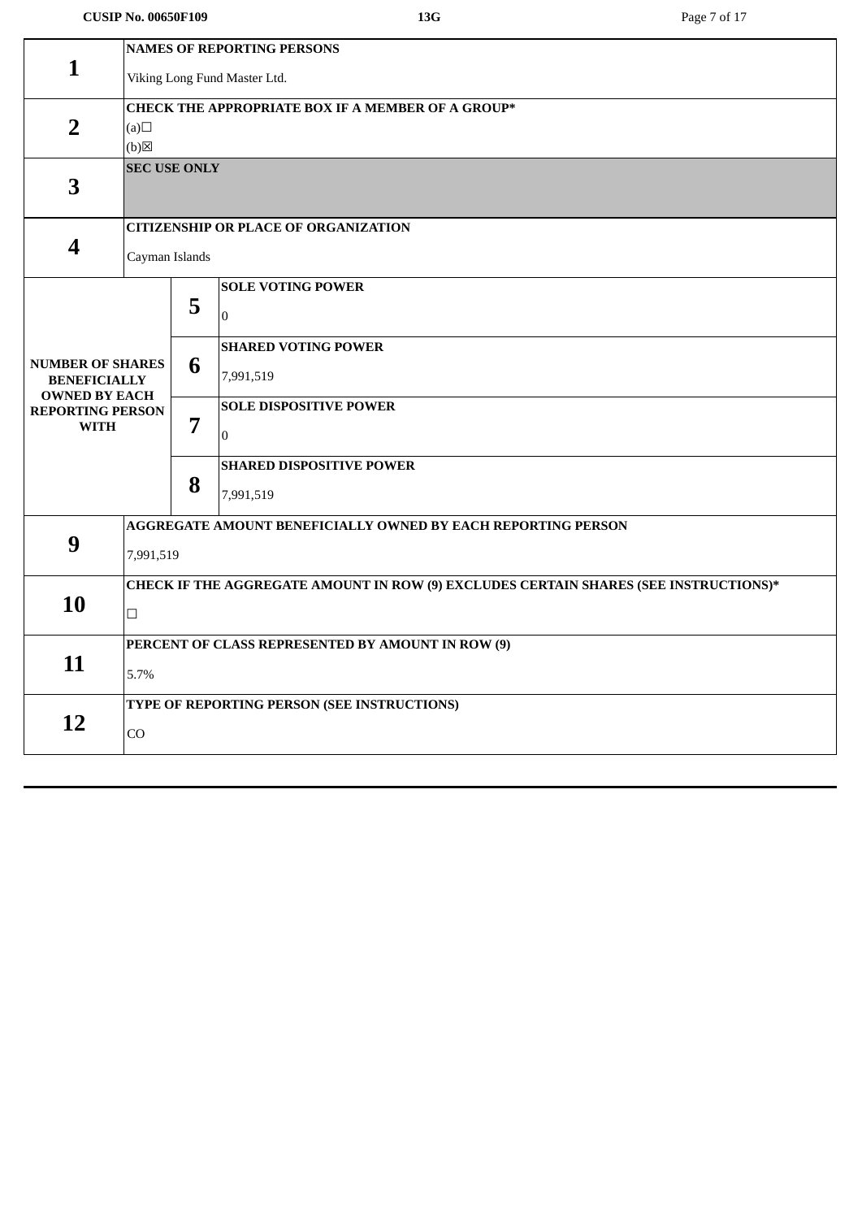| | | | |
|---|---|---|---|
| **1** | **NAMES OF REPORTING PERSONS**<br><br>Viking Long Fund Master Ltd. | | |
| **2** | **CHECK THE APPROPRIATE BOX IF A MEMBER OF A GROUP***<br>(a)☐<br>(b)☒ | | |
| **3** | **SEC USE ONLY** | | |
| **4** | **CITIZENSHIP OR PLACE OF ORGANIZATION**<br><br>Cayman Islands | | |
| **NUMBER OF SHARES BENEFICIALLY OWNED BY EACH REPORTING PERSON WITH** | **5** | **SOLE VOTING POWER**<br><br>0 | |
| | **6** | **SHARED VOTING POWER**<br><br>7,991,519 | |
| | **7** | **SOLE DISPOSITIVE POWER**<br><br>0 | |
| | **8** | **SHARED DISPOSITIVE POWER**<br><br>7,991,519 | |
| **9** | **AGGREGATE AMOUNT BENEFICIALLY OWNED BY EACH REPORTING PERSON**<br><br>7,991,519 | | |
| **10** | **CHECK IF THE AGGREGATE AMOUNT IN ROW (9) EXCLUDES CERTAIN SHARES (SEE INSTRUCTIONS)***<br><br>☐ | | |
| **11** | **PERCENT OF CLASS REPRESENTED BY AMOUNT IN ROW (9)**<br><br>5.7% | | |
| **12** | **TYPE OF REPORTING PERSON (SEE INSTRUCTIONS)**<br><br>CO | | |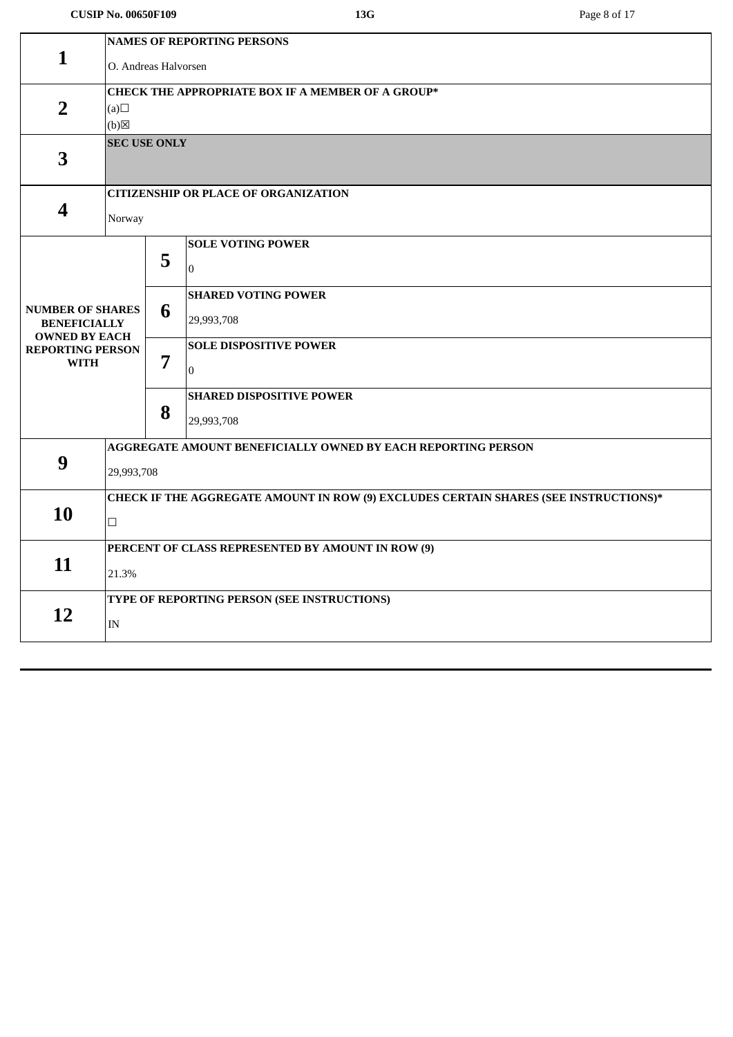| | | | |
|---|---|---|---|
| **1** | **NAMES OF REPORTING PERSONS**<br>O. Andreas Halvorsen | | |
| **2** | **CHECK THE APPROPRIATE BOX IF A MEMBER OF A GROUP***<br>(a)☐<br>(b)☒ | | |
| **3** | **SEC USE ONLY** | | |
| **4** | **CITIZENSHIP OR PLACE OF ORGANIZATION**<br>Norway | | |
| **NUMBER OF SHARES BENEFICIALLY OWNED BY EACH REPORTING PERSON WITH** | | **5** | **SOLE VOTING POWER**<br>0 |
| | | **6** | **SHARED VOTING POWER**<br>29,993,708 |
| | | **7** | **SOLE DISPOSITIVE POWER**<br>0 |
| | | **8** | **SHARED DISPOSITIVE POWER**<br>29,993,708 |
| **9** | **AGGREGATE AMOUNT BENEFICIALLY OWNED BY EACH REPORTING PERSON**<br>29,993,708 | | |
| **10** | **CHECK IF THE AGGREGATE AMOUNT IN ROW (9) EXCLUDES CERTAIN SHARES (SEE INSTRUCTIONS)***<br>☐ | | |
| **11** | **PERCENT OF CLASS REPRESENTED BY AMOUNT IN ROW (9)**<br>21.3% | | |
| **12** | **TYPE OF REPORTING PERSON (SEE INSTRUCTIONS)**<br>IN | | |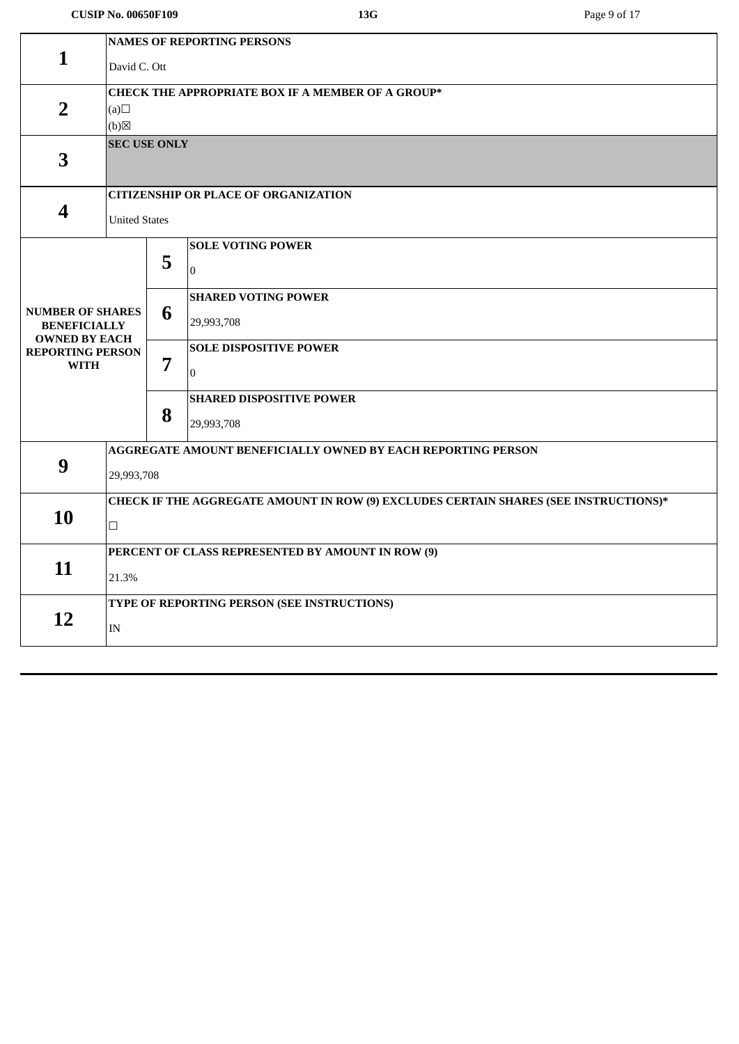| | | | |
|---|---|---|---|
| **1** | **NAMES OF REPORTING PERSONS**<br>David C. Ott | | |
| **2** | **CHECK THE APPROPRIATE BOX IF A MEMBER OF A GROUP***<br>(a)☐<br>(b)☒ | | |
| **3** | **SEC USE ONLY** | | |
| **4** | **CITIZENSHIP OR PLACE OF ORGANIZATION**<br>United States | | |
| **NUMBER OF SHARES BENEFICIALLY OWNED BY EACH REPORTING PERSON WITH** | | **5** | **SOLE VOTING POWER**<br>0 |
| | | **6** | **SHARED VOTING POWER**<br>29,993,708 |
| | | **7** | **SOLE DISPOSITIVE POWER**<br>0 |
| | | **8** | **SHARED DISPOSITIVE POWER**<br>29,993,708 |
| **9** | **AGGREGATE AMOUNT BENEFICIALLY OWNED BY EACH REPORTING PERSON**<br>29,993,708 | | |
| **10** | **CHECK IF THE AGGREGATE AMOUNT IN ROW (9) EXCLUDES CERTAIN SHARES (SEE INSTRUCTIONS)***<br>☐ | | |
| **11** | **PERCENT OF CLASS REPRESENTED BY AMOUNT IN ROW (9)**<br>21.3% | | |
| **12** | **TYPE OF REPORTING PERSON (SEE INSTRUCTIONS)**<br>IN | | |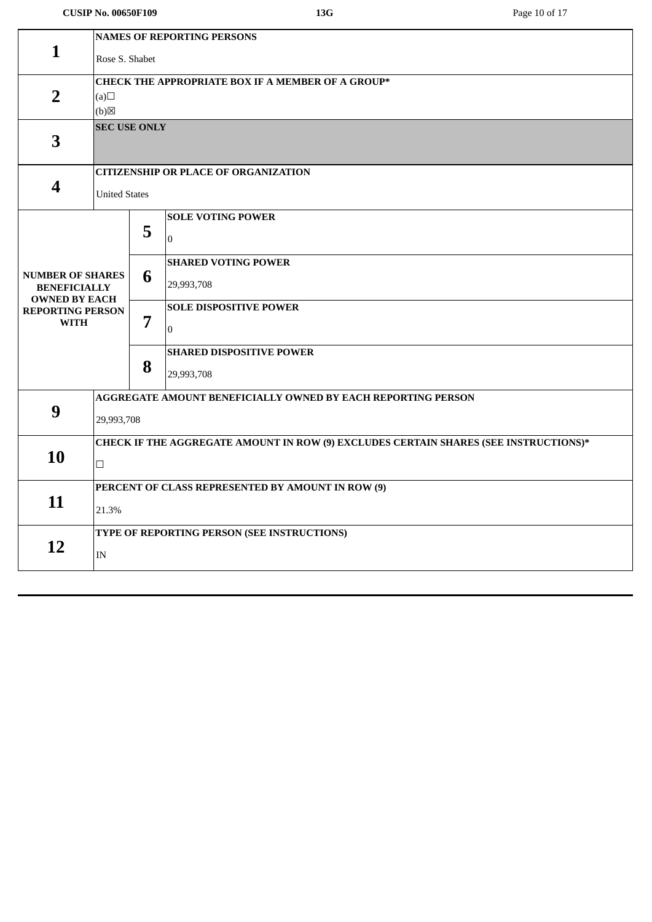| | | | |
|---|---|---|---|
| **1** | **NAMES OF REPORTING PERSONS**<br>Rose S. Shabet | | |
| **2** | **CHECK THE APPROPRIATE BOX IF A MEMBER OF A GROUP***<br>(a)☐<br>(b)☒ | | |
| **3** | **SEC USE ONLY** | | |
| **4** | **CITIZENSHIP OR PLACE OF ORGANIZATION**<br>United States | | |
| **NUMBER OF SHARES BENEFICIALLY OWNED BY EACH REPORTING PERSON WITH** | **5** | **SOLE VOTING POWER**<br>0 | |
| | **6** | **SHARED VOTING POWER**<br>29,993,708 | |
| | **7** | **SOLE DISPOSITIVE POWER**<br>0 | |
| | **8** | **SHARED DISPOSITIVE POWER**<br>29,993,708 | |
| **9** | **AGGREGATE AMOUNT BENEFICIALLY OWNED BY EACH REPORTING PERSON**<br>29,993,708 | | |
| **10** | **CHECK IF THE AGGREGATE AMOUNT IN ROW (9) EXCLUDES CERTAIN SHARES (SEE INSTRUCTIONS)***<br>☐ | | |
| **11** | **PERCENT OF CLASS REPRESENTED BY AMOUNT IN ROW (9)**<br>21.3% | | |
| **12** | **TYPE OF REPORTING PERSON (SEE INSTRUCTIONS)**<br>IN | | |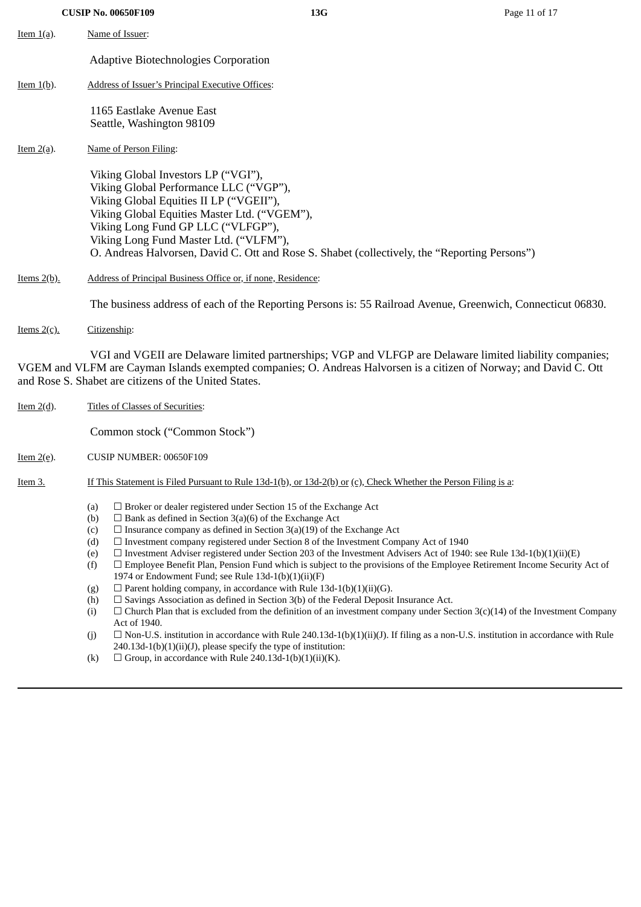Item 1(a). Name of Issuer:

Adaptive Biotechnologies Corporation

Item 1(b). Address of Issuer's Principal Executive Offices:

1165 Eastlake Avenue East
Seattle, Washington 98109

Item 2(a). Name of Person Filing:

Viking Global Investors LP ("VGI"),
Viking Global Performance LLC ("VGP"),
Viking Global Equities II LP ("VGEII"),
Viking Global Equities Master Ltd. ("VGEM"),
Viking Long Fund GP LLC ("VLFGP"),
Viking Long Fund Master Ltd. ("VLFM"),
O. Andreas Halvorsen, David C. Ott and Rose S. Shabet (collectively, the "Reporting Persons")

Items 2(b). Address of Principal Business Office or, if none, Residence:

The business address of each of the Reporting Persons is: 55 Railroad Avenue, Greenwich, Connecticut 06830.

Items 2(c). Citizenship:

VGI and VGEII are Delaware limited partnerships; VGP and VLFGP are Delaware limited liability companies; VGEM and VLFM are Cayman Islands exempted companies; O. Andreas Halvorsen is a citizen of Norway; and David C. Ott and Rose S. Shabet are citizens of the United States.

Item 2(d). Titles of Classes of Securities:

Common stock ("Common Stock")

Item 2(e). CUSIP NUMBER: 00650F109

Item 3. If This Statement is Filed Pursuant to Rule 13d-1(b), or 13d-2(b) or (c), Check Whether the Person Filing is a:

- (a) ☐ Broker or dealer registered under Section 15 of the Exchange Act
- (b) ☐ Bank as defined in Section 3(a)(6) of the Exchange Act
- (c) ☐ Insurance company as defined in Section 3(a)(19) of the Exchange Act
- (d) ☐ Investment company registered under Section 8 of the Investment Company Act of 1940
- (e) ☐ Investment Adviser registered under Section 203 of the Investment Advisers Act of 1940: see Rule 13d-1(b)(1)(ii)(E)
- (f) ☐ Employee Benefit Plan, Pension Fund which is subject to the provisions of the Employee Retirement Income Security Act of 1974 or Endowment Fund; see Rule 13d-1(b)(1)(ii)(F)
- (g) ☐ Parent holding company, in accordance with Rule 13d-1(b)(1)(ii)(G).
- (h) ☐ Savings Association as defined in Section 3(b) of the Federal Deposit Insurance Act.
- (i) ☐ Church Plan that is excluded from the definition of an investment company under Section 3(c)(14) of the Investment Company Act of 1940.
- (j) ☐ Non-U.S. institution in accordance with Rule 240.13d-1(b)(1)(ii)(J). If filing as a non-U.S. institution in accordance with Rule 240.13d-1(b)(1)(ii)(J), please specify the type of institution:
- (k) ☐ Group, in accordance with Rule 240.13d-1(b)(1)(ii)(K).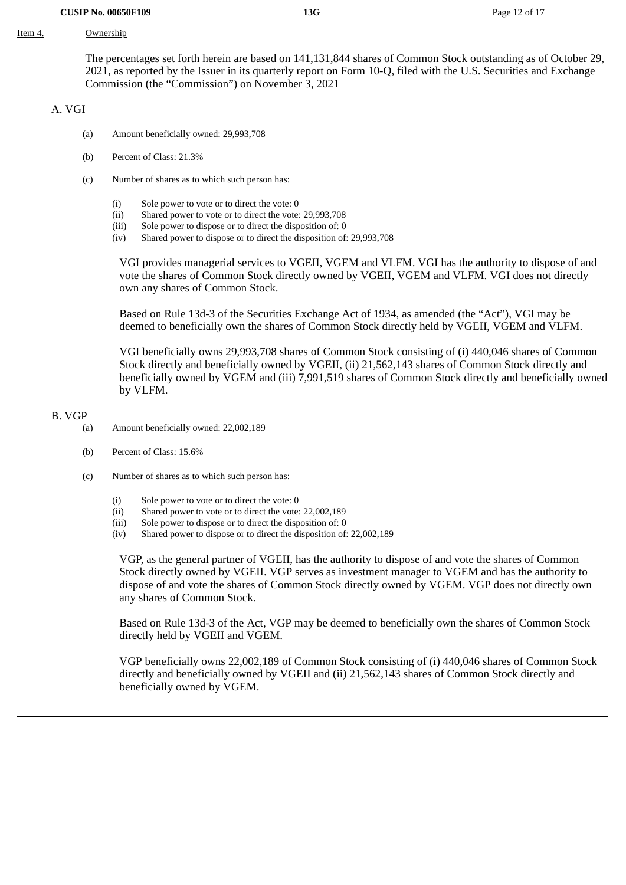Item 4. Ownership

The percentages set forth herein are based on 141,131,844 shares of Common Stock outstanding as of October 29, 2021, as reported by the Issuer in its quarterly report on Form 10-Q, filed with the U.S. Securities and Exchange Commission (the "Commission") on November 3, 2021

A. VGI

(a) Amount beneficially owned: 29,993,708

(b) Percent of Class: 21.3%

(c) Number of shares as to which such person has:

(i) Sole power to vote or to direct the vote: 0
(ii) Shared power to vote or to direct the vote: 29,993,708
(iii) Sole power to dispose or to direct the disposition of: 0
(iv) Shared power to dispose or to direct the disposition of: 29,993,708

VGI provides managerial services to VGEII, VGEM and VLFM. VGI has the authority to dispose of and vote the shares of Common Stock directly owned by VGEII, VGEM and VLFM. VGI does not directly own any shares of Common Stock.

Based on Rule 13d-3 of the Securities Exchange Act of 1934, as amended (the "Act"), VGI may be deemed to beneficially own the shares of Common Stock directly held by VGEII, VGEM and VLFM.

VGI beneficially owns 29,993,708 shares of Common Stock consisting of (i) 440,046 shares of Common Stock directly and beneficially owned by VGEII, (ii) 21,562,143 shares of Common Stock directly and beneficially owned by VGEM and (iii) 7,991,519 shares of Common Stock directly and beneficially owned by VLFM.

B. VGP

(a) Amount beneficially owned: 22,002,189

(b) Percent of Class: 15.6%

(c) Number of shares as to which such person has:

(i) Sole power to vote or to direct the vote: 0
(ii) Shared power to vote or to direct the vote: 22,002,189
(iii) Sole power to dispose or to direct the disposition of: 0
(iv) Shared power to dispose or to direct the disposition of: 22,002,189

VGP, as the general partner of VGEII, has the authority to dispose of and vote the shares of Common Stock directly owned by VGEII. VGP serves as investment manager to VGEM and has the authority to dispose of and vote the shares of Common Stock directly owned by VGEM. VGP does not directly own any shares of Common Stock.

Based on Rule 13d-3 of the Act, VGP may be deemed to beneficially own the shares of Common Stock directly held by VGEII and VGEM.

VGP beneficially owns 22,002,189 of Common Stock consisting of (i) 440,046 shares of Common Stock directly and beneficially owned by VGEII and (ii) 21,562,143 shares of Common Stock directly and beneficially owned by VGEM.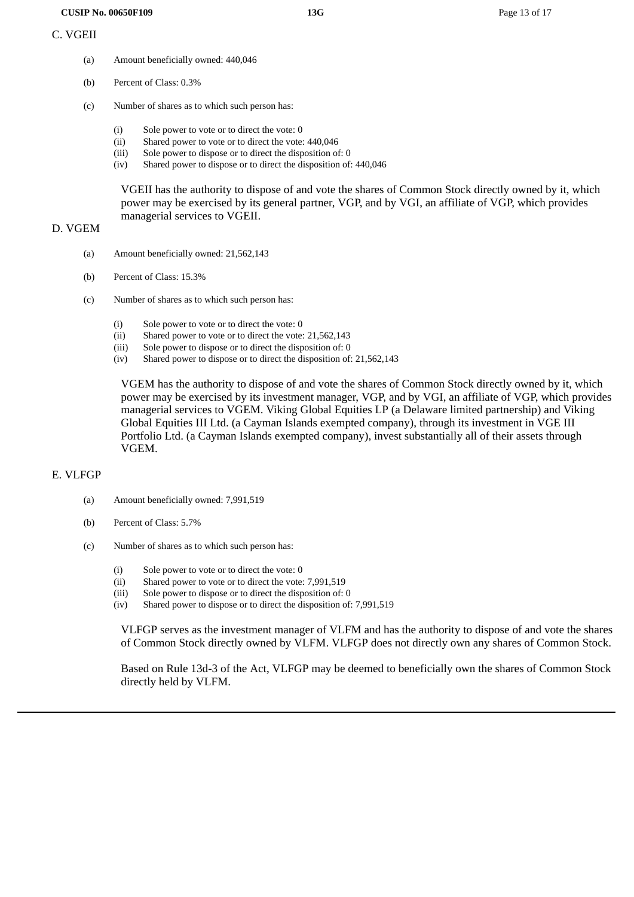C. VGEII

(a) Amount beneficially owned: 440,046

(b) Percent of Class: 0.3%

(c) Number of shares as to which such person has:

(i) Sole power to vote or to direct the vote: 0
(ii) Shared power to vote or to direct the vote: 440,046
(iii) Sole power to dispose or to direct the disposition of: 0
(iv) Shared power to dispose or to direct the disposition of: 440,046

VGEII has the authority to dispose of and vote the shares of Common Stock directly owned by it, which power may be exercised by its general partner, VGP, and by VGI, an affiliate of VGP, which provides managerial services to VGEII.

D. VGEM

(a) Amount beneficially owned: 21,562,143

(b) Percent of Class: 15.3%

(c) Number of shares as to which such person has:

(i) Sole power to vote or to direct the vote: 0
(ii) Shared power to vote or to direct the vote: 21,562,143
(iii) Sole power to dispose or to direct the disposition of: 0
(iv) Shared power to dispose or to direct the disposition of: 21,562,143

VGEM has the authority to dispose of and vote the shares of Common Stock directly owned by it, which power may be exercised by its investment manager, VGP, and by VGI, an affiliate of VGP, which provides managerial services to VGEM. Viking Global Equities LP (a Delaware limited partnership) and Viking Global Equities III Ltd. (a Cayman Islands exempted company), through its investment in VGE III Portfolio Ltd. (a Cayman Islands exempted company), invest substantially all of their assets through VGEM.

E. VLFGP

(a) Amount beneficially owned: 7,991,519

(b) Percent of Class: 5.7%

(c) Number of shares as to which such person has:

(i) Sole power to vote or to direct the vote: 0
(ii) Shared power to vote or to direct the vote: 7,991,519
(iii) Sole power to dispose or to direct the disposition of: 0
(iv) Shared power to dispose or to direct the disposition of: 7,991,519

VLFGP serves as the investment manager of VLFM and has the authority to dispose of and vote the shares of Common Stock directly owned by VLFM. VLFGP does not directly own any shares of Common Stock.

Based on Rule 13d-3 of the Act, VLFGP may be deemed to beneficially own the shares of Common Stock directly held by VLFM.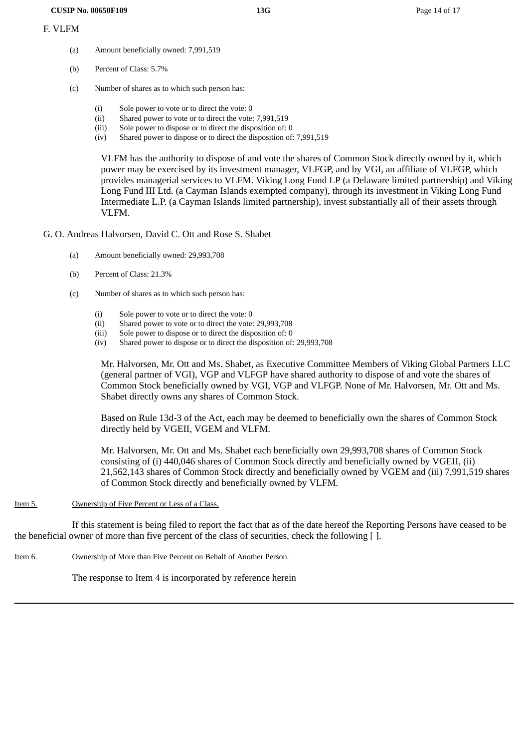F. VLFM

(a) Amount beneficially owned: 7,991,519

(b) Percent of Class: 5.7%

(c) Number of shares as to which such person has:

(i) Sole power to vote or to direct the vote: 0
(ii) Shared power to vote or to direct the vote: 7,991,519
(iii) Sole power to dispose or to direct the disposition of: 0
(iv) Shared power to dispose or to direct the disposition of: 7,991,519

VLFM has the authority to dispose of and vote the shares of Common Stock directly owned by it, which power may be exercised by its investment manager, VLFGP, and by VGI, an affiliate of VLFGP, which provides managerial services to VLFM. Viking Long Fund LP (a Delaware limited partnership) and Viking Long Fund III Ltd. (a Cayman Islands exempted company), through its investment in Viking Long Fund Intermediate L.P. (a Cayman Islands limited partnership), invest substantially all of their assets through VLFM.

G. O. Andreas Halvorsen, David C. Ott and Rose S. Shabet

(a) Amount beneficially owned: 29,993,708

(b) Percent of Class: 21.3%

(c) Number of shares as to which such person has:

(i) Sole power to vote or to direct the vote: 0
(ii) Shared power to vote or to direct the vote: 29,993,708
(iii) Sole power to dispose or to direct the disposition of: 0
(iv) Shared power to dispose or to direct the disposition of: 29,993,708

Mr. Halvorsen, Mr. Ott and Ms. Shabet, as Executive Committee Members of Viking Global Partners LLC (general partner of VGI), VGP and VLFGP have shared authority to dispose of and vote the shares of Common Stock beneficially owned by VGI, VGP and VLFGP. None of Mr. Halvorsen, Mr. Ott and Ms. Shabet directly owns any shares of Common Stock.

Based on Rule 13d-3 of the Act, each may be deemed to beneficially own the shares of Common Stock directly held by VGEII, VGEM and VLFM.

Mr. Halvorsen, Mr. Ott and Ms. Shabet each beneficially own 29,993,708 shares of Common Stock consisting of (i) 440,046 shares of Common Stock directly and beneficially owned by VGEII, (ii) 21,562,143 shares of Common Stock directly and beneficially owned by VGEM and (iii) 7,991,519 shares of Common Stock directly and beneficially owned by VLFM.

Item 5. Ownership of Five Percent or Less of a Class.

If this statement is being filed to report the fact that as of the date hereof the Reporting Persons have ceased to be the beneficial owner of more than five percent of the class of securities, check the following [ ].

Item 6. Ownership of More than Five Percent on Behalf of Another Person.

The response to Item 4 is incorporated by reference herein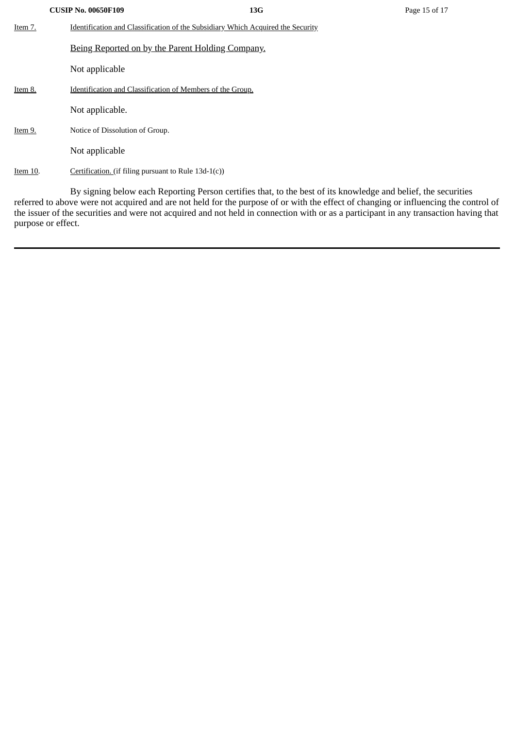Item 7. Identification and Classification of the Subsidiary Which Acquired the Security Being Reported on by the Parent Holding Company.

Not applicable

Item 8. Identification and Classification of Members of the Group.

Not applicable.

Item 9. Notice of Dissolution of Group.

Not applicable

Item 10. Certification. (if filing pursuant to Rule 13d-1(c))

By signing below each Reporting Person certifies that, to the best of its knowledge and belief, the securities referred to above were not acquired and are not held for the purpose of or with the effect of changing or influencing the control of the issuer of the securities and were not acquired and not held in connection with or as a participant in any transaction having that purpose or effect.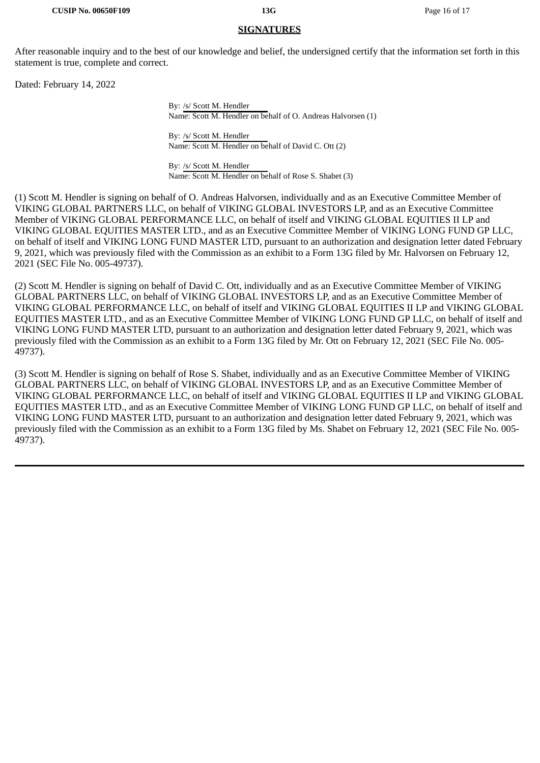**SIGNATURES**

After reasonable inquiry and to the best of our knowledge and belief, the undersigned certify that the information set forth in this statement is true, complete and correct.

Dated: February 14, 2022

By: /s/ Scott M. Hendler
Name: Scott M. Hendler on behalf of O. Andreas Halvorsen (1)

By: /s/ Scott M. Hendler
Name: Scott M. Hendler on behalf of David C. Ott (2)

By: /s/ Scott M. Hendler
Name: Scott M. Hendler on behalf of Rose S. Shabet (3)

(1) Scott M. Hendler is signing on behalf of O. Andreas Halvorsen, individually and as an Executive Committee Member of VIKING GLOBAL PARTNERS LLC, on behalf of VIKING GLOBAL INVESTORS LP, and as an Executive Committee Member of VIKING GLOBAL PERFORMANCE LLC, on behalf of itself and VIKING GLOBAL EQUITIES II LP and VIKING GLOBAL EQUITIES MASTER LTD., and as an Executive Committee Member of VIKING LONG FUND GP LLC, on behalf of itself and VIKING LONG FUND MASTER LTD, pursuant to an authorization and designation letter dated February 9, 2021, which was previously filed with the Commission as an exhibit to a Form 13G filed by Mr. Halvorsen on February 12, 2021 (SEC File No. 005-49737).

(2) Scott M. Hendler is signing on behalf of David C. Ott, individually and as an Executive Committee Member of VIKING GLOBAL PARTNERS LLC, on behalf of VIKING GLOBAL INVESTORS LP, and as an Executive Committee Member of VIKING GLOBAL PERFORMANCE LLC, on behalf of itself and VIKING GLOBAL EQUITIES II LP and VIKING GLOBAL EQUITIES MASTER LTD., and as an Executive Committee Member of VIKING LONG FUND GP LLC, on behalf of itself and VIKING LONG FUND MASTER LTD, pursuant to an authorization and designation letter dated February 9, 2021, which was previously filed with the Commission as an exhibit to a Form 13G filed by Mr. Ott on February 12, 2021 (SEC File No. 005-49737).

(3) Scott M. Hendler is signing on behalf of Rose S. Shabet, individually and as an Executive Committee Member of VIKING GLOBAL PARTNERS LLC, on behalf of VIKING GLOBAL INVESTORS LP, and as an Executive Committee Member of VIKING GLOBAL PERFORMANCE LLC, on behalf of itself and VIKING GLOBAL EQUITIES II LP and VIKING GLOBAL EQUITIES MASTER LTD., and as an Executive Committee Member of VIKING LONG FUND GP LLC, on behalf of itself and VIKING LONG FUND MASTER LTD, pursuant to an authorization and designation letter dated February 9, 2021, which was previously filed with the Commission as an exhibit to a Form 13G filed by Ms. Shabet on February 12, 2021 (SEC File No. 005-49737).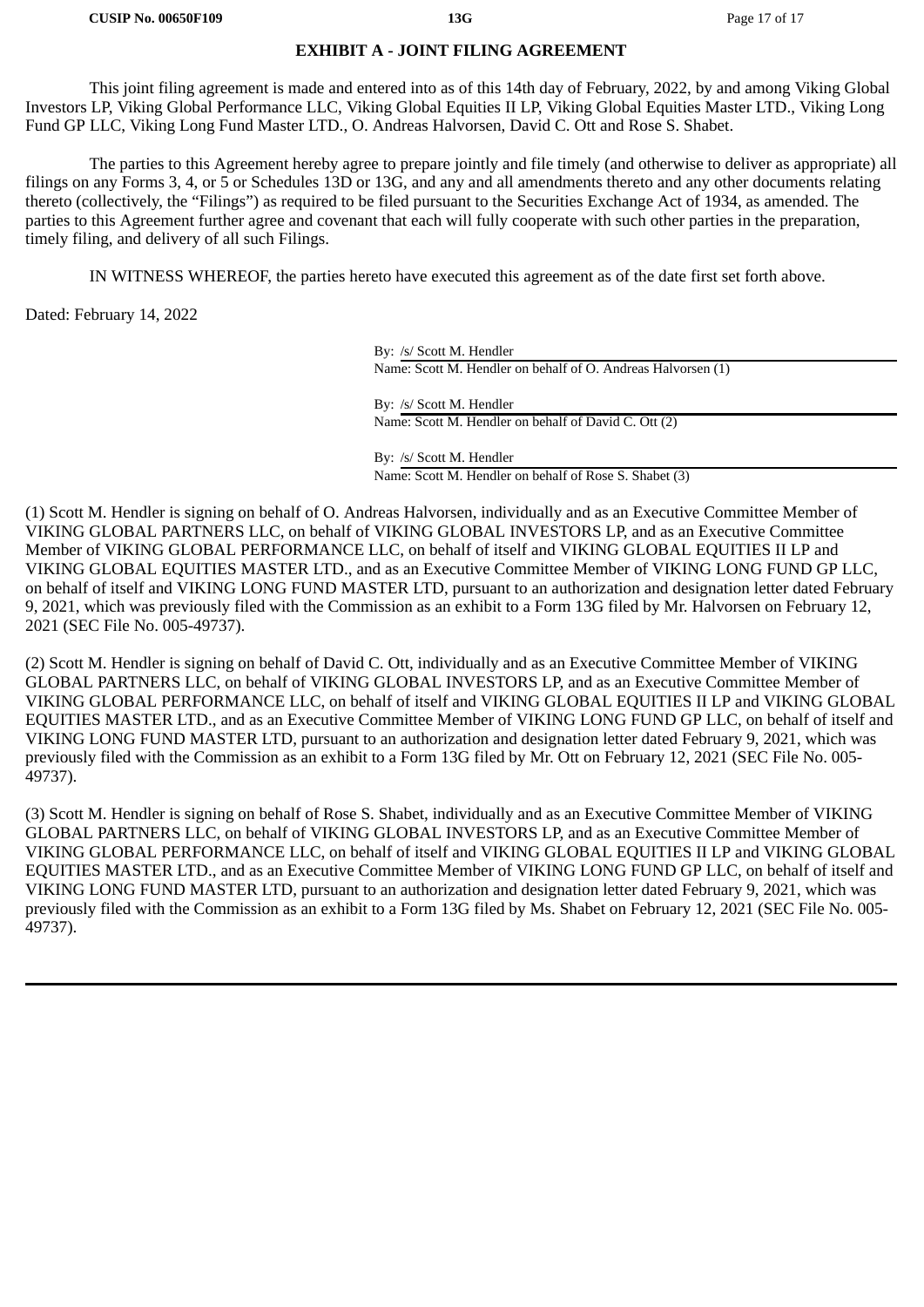## EXHIBIT A - JOINT FILING AGREEMENT

This joint filing agreement is made and entered into as of this 14th day of February, 2022, by and among Viking Global Investors LP, Viking Global Performance LLC, Viking Global Equities II LP, Viking Global Equities Master LTD., Viking Long Fund GP LLC, Viking Long Fund Master LTD., O. Andreas Halvorsen, David C. Ott and Rose S. Shabet.

The parties to this Agreement hereby agree to prepare jointly and file timely (and otherwise to deliver as appropriate) all filings on any Forms 3, 4, or 5 or Schedules 13D or 13G, and any and all amendments thereto and any other documents relating thereto (collectively, the "Filings") as required to be filed pursuant to the Securities Exchange Act of 1934, as amended. The parties to this Agreement further agree and covenant that each will fully cooperate with such other parties in the preparation, timely filing, and delivery of all such Filings.

IN WITNESS WHEREOF, the parties hereto have executed this agreement as of the date first set forth above.

Dated: February 14, 2022

By: /s/ Scott M. Hendler
Name: Scott M. Hendler on behalf of O. Andreas Halvorsen (1)

By: /s/ Scott M. Hendler
Name: Scott M. Hendler on behalf of David C. Ott (2)

By: /s/ Scott M. Hendler
Name: Scott M. Hendler on behalf of Rose S. Shabet (3)

(1) Scott M. Hendler is signing on behalf of O. Andreas Halvorsen, individually and as an Executive Committee Member of VIKING GLOBAL PARTNERS LLC, on behalf of VIKING GLOBAL INVESTORS LP, and as an Executive Committee Member of VIKING GLOBAL PERFORMANCE LLC, on behalf of itself and VIKING GLOBAL EQUITIES II LP and VIKING GLOBAL EQUITIES MASTER LTD., and as an Executive Committee Member of VIKING LONG FUND GP LLC, on behalf of itself and VIKING LONG FUND MASTER LTD, pursuant to an authorization and designation letter dated February 9, 2021, which was previously filed with the Commission as an exhibit to a Form 13G filed by Mr. Halvorsen on February 12, 2021 (SEC File No. 005-49737).

(2) Scott M. Hendler is signing on behalf of David C. Ott, individually and as an Executive Committee Member of VIKING GLOBAL PARTNERS LLC, on behalf of VIKING GLOBAL INVESTORS LP, and as an Executive Committee Member of VIKING GLOBAL PERFORMANCE LLC, on behalf of itself and VIKING GLOBAL EQUITIES II LP and VIKING GLOBAL EQUITIES MASTER LTD., and as an Executive Committee Member of VIKING LONG FUND GP LLC, on behalf of itself and VIKING LONG FUND MASTER LTD, pursuant to an authorization and designation letter dated February 9, 2021, which was previously filed with the Commission as an exhibit to a Form 13G filed by Mr. Ott on February 12, 2021 (SEC File No. 005-49737).

(3) Scott M. Hendler is signing on behalf of Rose S. Shabet, individually and as an Executive Committee Member of VIKING GLOBAL PARTNERS LLC, on behalf of VIKING GLOBAL INVESTORS LP, and as an Executive Committee Member of VIKING GLOBAL PERFORMANCE LLC, on behalf of itself and VIKING GLOBAL EQUITIES II LP and VIKING GLOBAL EQUITIES MASTER LTD., and as an Executive Committee Member of VIKING LONG FUND GP LLC, on behalf of itself and VIKING LONG FUND MASTER LTD, pursuant to an authorization and designation letter dated February 9, 2021, which was previously filed with the Commission as an exhibit to a Form 13G filed by Ms. Shabet on February 12, 2021 (SEC File No. 005-49737).